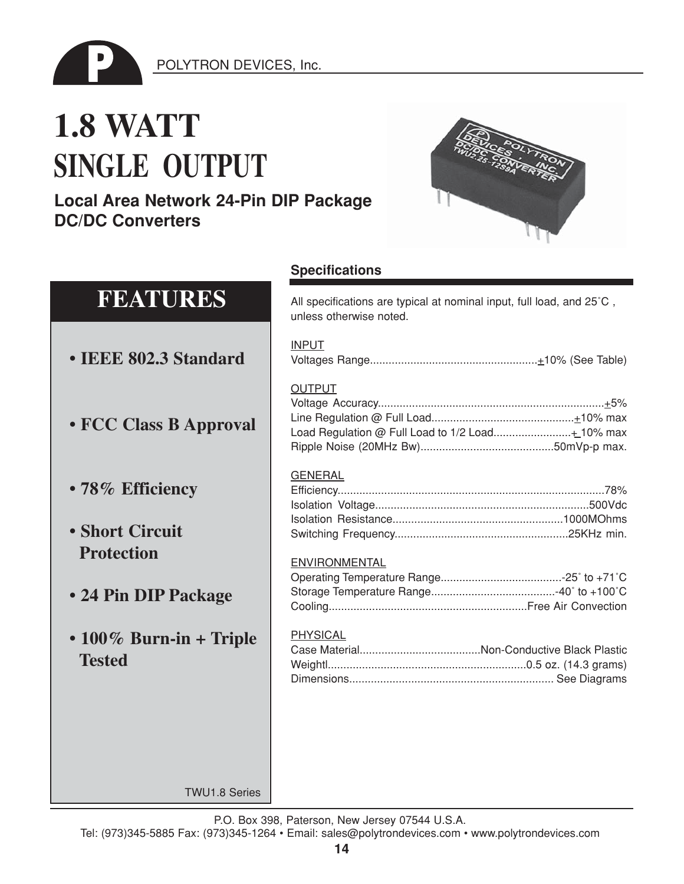POLYTRON DEVICES, Inc.

# 1.8 WATT
# SINGLE OUTPUT

**Local Area Network 24-Pin DIP Package DC/DC Converters**

## FEATURES

- **IEEE 802.3 Standard**
- **FCC Class B Approval**
- **78% Efficiency**
- **Short Circuit Protection**
- **24 Pin DIP Package**
- **100% Burn-in + Triple Tested**

TWU1.8 Series

## Specifications

All specifications are typical at nominal input, full load, and 25˚C , unless otherwise noted.

INPUT

Voltages Range......................................................±10% (See Table)

OUTPUT

Voltage Accuracy........................................................................±5%
Line Regulation @ Full Load.............................................±10% max
Load Regulation @ Full Load to 1/2 Load.........................± 10% max
Ripple Noise (20MHz Bw)...........................................50mVp-p max.

GENERAL

Efficiency.....................................................................................78%
Isolation Voltage....................................................................500Vdc
Isolation Resistance......................................................1000MOhms
Switching Frequency.......................................................25KHz min.

ENVIRONMENTAL

Operating Temperature Range.......................................-25˚ to +71˚C
Storage Temperature Range........................................-40˚ to +100˚C
Cooling...............................................................Free Air Convection

PHYSICAL

Case Material.......................................Non-Conductive Black Plastic
Weightl...............................................................0.5 oz. (14.3 grams)
Dimensions................................................................. See Diagrams

P.O. Box 398, Paterson, New Jersey 07544 U.S.A.
Tel: (973)345-5885 Fax: (973)345-1264 • Email: sales@polytrondevices.com • www.polytrondevices.com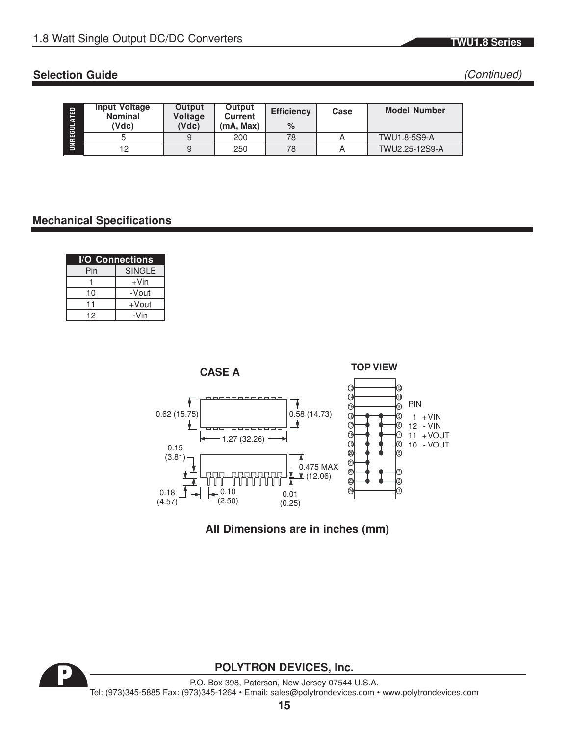## Selection Guide

*(Continued)*

| | Input Voltage Nominal (Vdc) | Output Voltage (Vdc) | Output Current (mA, Max) | Efficiency % | Case | Model Number |
|---|---|---|---|---|---|---|
| UNREGULATED | 5 | 9 | 200 | 78 | A | TWU1.8-5S9-A |
| | 12 | 9 | 250 | 78 | A | TWU2.25-12S9-A |

## Mechanical Specifications

| I/O Connections | |
|---|---|
| Pin | SINGLE |
| 1 | +Vin |
| 10 | -Vout |
| 11 | +Vout |
| 12 | -Vin |

CASE A

TOP VIEW

0.62 (15.75)

0.58 (14.73)

1.27 (32.26)

0.15 (3.81)

0.475 MAX (12.06)

0.18 (4.57)

0.10 (2.50)

0.01 (0.25)

PIN
1 +VIN
12 - VIN
11 +VOUT
10 - VOUT

**All Dimensions are in inches (mm)**

**POLYTRON DEVICES, Inc.**

P.O. Box 398, Paterson, New Jersey 07544 U.S.A.
Tel: (973)345-5885 Fax: (973)345-1264 • Email: sales@polytrondevices.com • www.polytrondevices.com